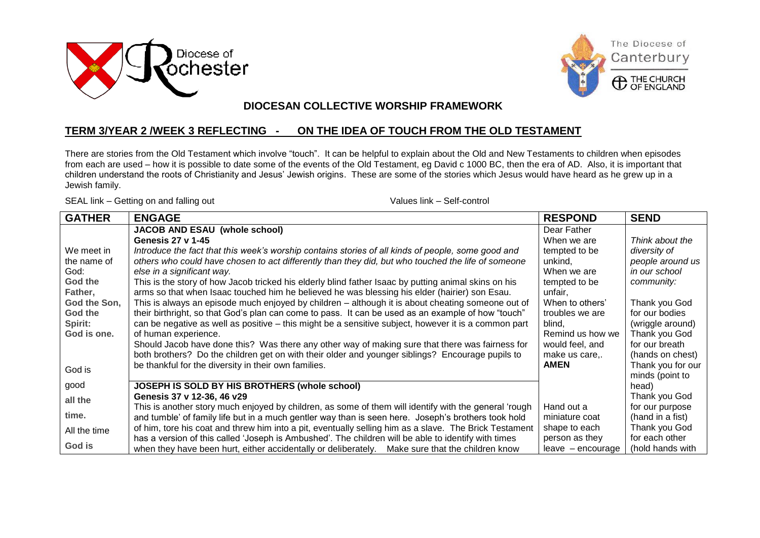Diocese of Rochester

The Diocese of Canterbury
THE CHURCH OF ENGLAND

## DIOCESAN COLLECTIVE WORSHIP FRAMEWORK

## TERM 3/YEAR 2 /WEEK 3 REFLECTING - ON THE IDEA OF TOUCH FROM THE OLD TESTAMENT

There are stories from the Old Testament which involve "touch". It can be helpful to explain about the Old and New Testaments to children when episodes from each are used – how it is possible to date some of the events of the Old Testament, eg David c 1000 BC, then the era of AD. Also, it is important that children understand the roots of Christianity and Jesus' Jewish origins. These are some of the stories which Jesus would have heard as he grew up in a Jewish family.

SEAL link – Getting on and falling out　　　　　　Values link – Self-control

| GATHER | ENGAGE | RESPOND | SEND |
|---|---|---|---|
| We meet in the name of God:<br>**God the Father,**<br>**God the Son,**<br>**God the Spirit:**<br>**God is one.**<br><br>God is<br>good<br>**all the time.**<br>All the time<br>**God is** | **JACOB AND ESAU (whole school)**<br>**Genesis 27 v 1-45**<br>*Introduce the fact that this week's worship contains stories of all kinds of people, some good and others who could have chosen to act differently than they did, but who touched the life of someone else in a significant way.*<br>This is the story of how Jacob tricked his elderly blind father Isaac by putting animal skins on his arms so that when Isaac touched him he believed he was blessing his elder (hairier) son Esau. This is always an episode much enjoyed by children – although it is about cheating someone out of their birthright, so that God's plan can come to pass. It can be used as an example of how "touch" can be negative as well as positive – this might be a sensitive subject, however it is a common part of human experience.<br>Should Jacob have done this? Was there any other way of making sure that there was fairness for both brothers? Do the children get on with their older and younger siblings? Encourage pupils to be thankful for the diversity in their own families.<br><br>**JOSEPH IS SOLD BY HIS BROTHERS (whole school)**<br>**Genesis 37 v 12-36, 46 v29**<br>This is another story much enjoyed by children, as some of them will identify with the general 'rough and tumble' of family life but in a much gentler way than is seen here. Joseph's brothers took hold of him, tore his coat and threw him into a pit, eventually selling him as a slave. The Brick Testament has a version of this called 'Joseph is Ambushed'. The children will be able to identify with times when they have been hurt, either accidentally or deliberately. Make sure that the children know | Dear Father<br>When we are tempted to be unkind,<br>When we are tempted to be unfair,<br>When to others' troubles we are blind,<br>Remind us how we would feel, and make us care,.<br>**AMEN**<br><br>Hand out a miniature coat shape to each person as they leave – encourage | *Think about the diversity of people around us in our school community:*<br><br>Thank you God for our bodies (wriggle around)<br>Thank you God for our breath (hands on chest)<br>Thank you for our minds (point to head)<br>Thank you God for our purpose (hand in a fist)<br>Thank you God for each other (hold hands with |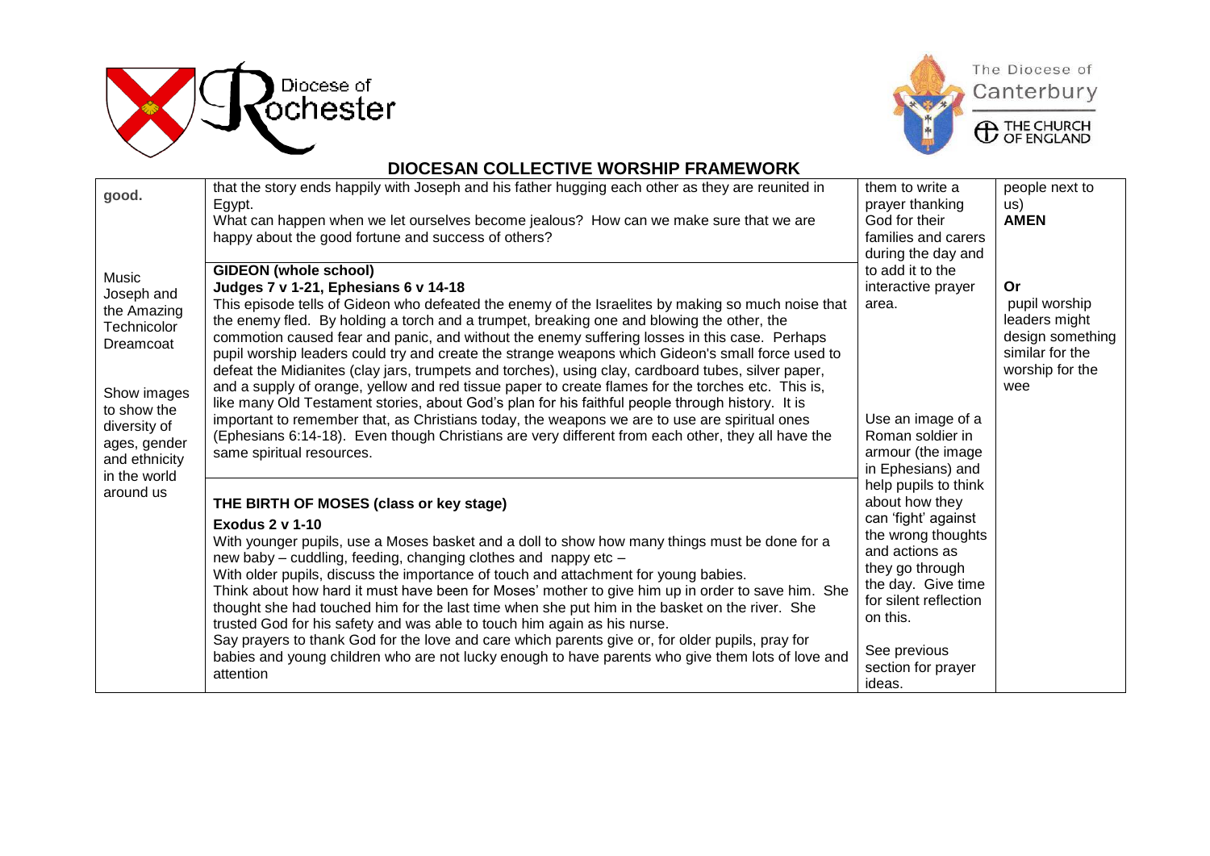## DIOCESAN COLLECTIVE WORSHIP FRAMEWORK

| | | | |
|---|---|---|---|
| **good.**<br><br>Music<br>Joseph and the Amazing Technicolor Dreamcoat<br><br>Show images to show the diversity of ages, gender and ethnicity in the world around us | that the story ends happily with Joseph and his father hugging each other as they are reunited in Egypt.<br>What can happen when we let ourselves become jealous? How can we make sure that we are happy about the good fortune and success of others?<br><br>**GIDEON (whole school)**<br>**Judges 7 v 1-21, Ephesians 6 v 14-18**<br>This episode tells of Gideon who defeated the enemy of the Israelites by making so much noise that the enemy fled. By holding a torch and a trumpet, breaking one and blowing the other, the commotion caused fear and panic, and without the enemy suffering losses in this case. Perhaps pupil worship leaders could try and create the strange weapons which Gideon's small force used to defeat the Midianites (clay jars, trumpets and torches), using clay, cardboard tubes, silver paper, and a supply of orange, yellow and red tissue paper to create flames for the torches etc. This is, like many Old Testament stories, about God's plan for his faithful people through history. It is important to remember that, as Christians today, the weapons we are to use are spiritual ones (Ephesians 6:14-18). Even though Christians are very different from each other, they all have the same spiritual resources.<br><br>**THE BIRTH OF MOSES (class or key stage)**<br>**Exodus 2 v 1-10**<br>With younger pupils, use a Moses basket and a doll to show how many things must be done for a new baby – cuddling, feeding, changing clothes and nappy etc –<br>With older pupils, discuss the importance of touch and attachment for young babies.<br>Think about how hard it must have been for Moses' mother to give him up in order to save him. She thought she had touched him for the last time when she put him in the basket on the river. She trusted God for his safety and was able to touch him again as his nurse.<br>Say prayers to thank God for the love and care which parents give or, for older pupils, pray for babies and young children who are not lucky enough to have parents who give them lots of love and attention | them to write a prayer thanking God for their families and carers during the day and to add it to the interactive prayer area.<br><br>Use an image of a Roman soldier in armour (the image in Ephesians) and help pupils to think about how they can 'fight' against the wrong thoughts and actions as they go through the day. Give time for silent reflection on this.<br><br>See previous section for prayer ideas. | people next to us)<br>**AMEN**<br><br>**Or**<br>pupil worship leaders might design something similar for the worship for the wee |